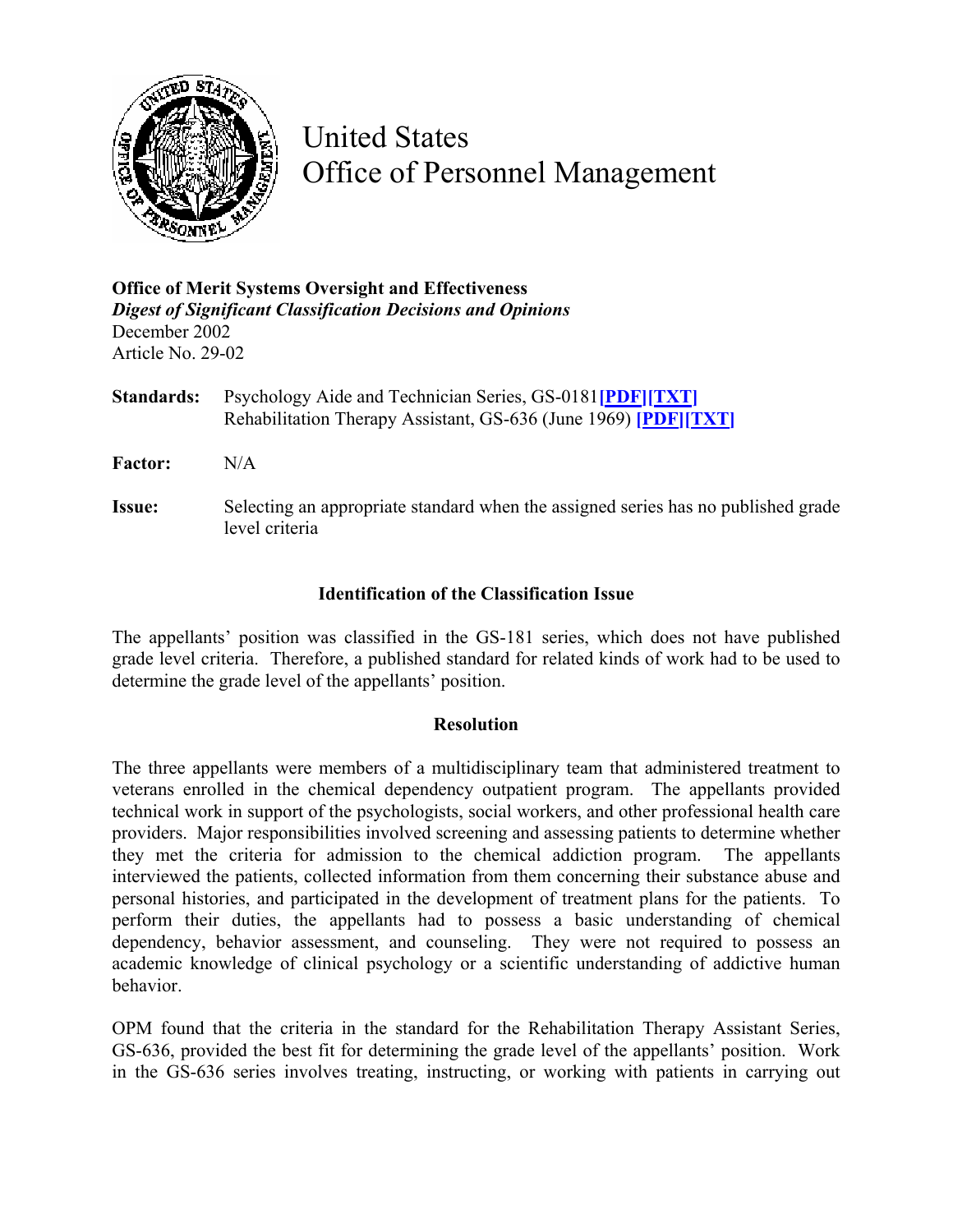# United States Office of Personnel Management

**Office of Merit Systems Oversight and Effectiveness**
***Digest of Significant Classification Decisions and Opinions***
December 2002
Article No. 29-02

**Standards:** Psychology Aide and Technician Series, GS-0181**[PDF][TXT]**
Rehabilitation Therapy Assistant, GS-636 (June 1969) **[PDF][TXT]**

**Factor:** N/A

**Issue:** Selecting an appropriate standard when the assigned series has no published grade level criteria

### Identification of the Classification Issue

The appellants' position was classified in the GS-181 series, which does not have published grade level criteria. Therefore, a published standard for related kinds of work had to be used to determine the grade level of the appellants' position.

### Resolution

The three appellants were members of a multidisciplinary team that administered treatment to veterans enrolled in the chemical dependency outpatient program. The appellants provided technical work in support of the psychologists, social workers, and other professional health care providers. Major responsibilities involved screening and assessing patients to determine whether they met the criteria for admission to the chemical addiction program. The appellants interviewed the patients, collected information from them concerning their substance abuse and personal histories, and participated in the development of treatment plans for the patients. To perform their duties, the appellants had to possess a basic understanding of chemical dependency, behavior assessment, and counseling. They were not required to possess an academic knowledge of clinical psychology or a scientific understanding of addictive human behavior.

OPM found that the criteria in the standard for the Rehabilitation Therapy Assistant Series, GS-636, provided the best fit for determining the grade level of the appellants' position. Work in the GS-636 series involves treating, instructing, or working with patients in carrying out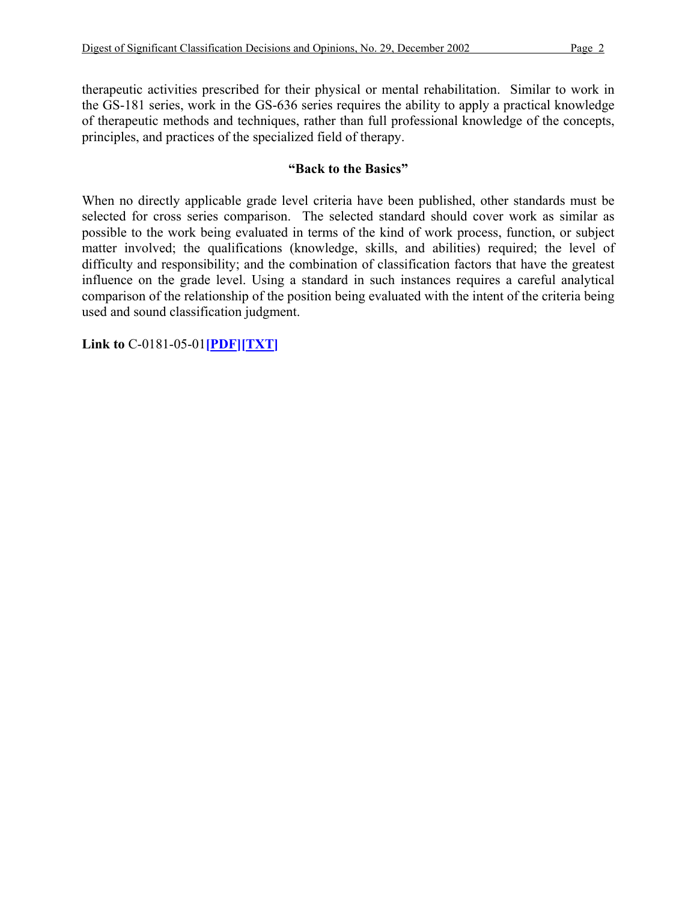therapeutic activities prescribed for their physical or mental rehabilitation. Similar to work in the GS-181 series, work in the GS-636 series requires the ability to apply a practical knowledge of therapeutic methods and techniques, rather than full professional knowledge of the concepts, principles, and practices of the specialized field of therapy.

### "Back to the Basics"

When no directly applicable grade level criteria have been published, other standards must be selected for cross series comparison. The selected standard should cover work as similar as possible to the work being evaluated in terms of the kind of work process, function, or subject matter involved; the qualifications (knowledge, skills, and abilities) required; the level of difficulty and responsibility; and the combination of classification factors that have the greatest influence on the grade level. Using a standard in such instances requires a careful analytical comparison of the relationship of the position being evaluated with the intent of the criteria being used and sound classification judgment.

**Link to** C-0181-05-01**[PDF][TXT]**